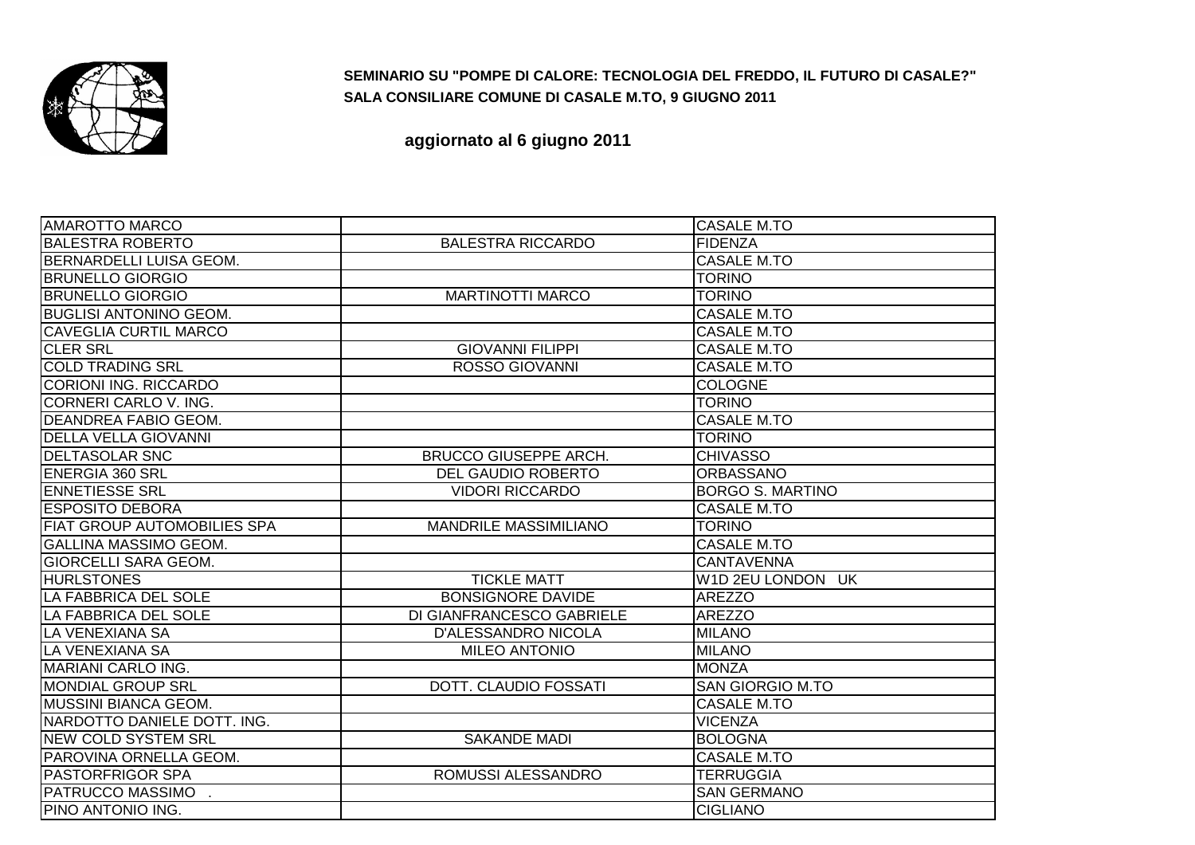**SEMINARIO SU "POMPE DI CALORE: TECNOLOGIA DEL FREDDO, IL FUTURO DI CASALE?"**
**SALA CONSILIARE COMUNE DI CASALE M.TO, 9 GIUGNO 2011**

**aggiornato al 6 giugno 2011**

| | | |
|---|---|---|
| AMAROTTO MARCO | | CASALE M.TO |
| BALESTRA ROBERTO | BALESTRA RICCARDO | FIDENZA |
| BERNARDELLI LUISA GEOM. | | CASALE M.TO |
| BRUNELLO GIORGIO | | TORINO |
| BRUNELLO GIORGIO | MARTINOTTI MARCO | TORINO |
| BUGLISI ANTONINO GEOM. | | CASALE M.TO |
| CAVEGLIA CURTIL MARCO | | CASALE M.TO |
| CLER SRL | GIOVANNI FILIPPI | CASALE M.TO |
| COLD TRADING SRL | ROSSO GIOVANNI | CASALE M.TO |
| CORIONI ING. RICCARDO | | COLOGNE |
| CORNERI CARLO V. ING. | | TORINO |
| DEANDREA FABIO GEOM. | | CASALE M.TO |
| DELLA VELLA GIOVANNI | | TORINO |
| DELTASOLAR SNC | BRUCCO GIUSEPPE ARCH. | CHIVASSO |
| ENERGIA 360 SRL | DEL GAUDIO ROBERTO | ORBASSANO |
| ENNETIESSE SRL | VIDORI RICCARDO | BORGO S. MARTINO |
| ESPOSITO DEBORA | | CASALE M.TO |
| FIAT GROUP AUTOMOBILIES SPA | MANDRILE MASSIMILIANO | TORINO |
| GALLINA MASSIMO GEOM. | | CASALE M.TO |
| GIORCELLI SARA GEOM. | | CANTAVENNA |
| HURLSTONES | TICKLE MATT | W1D 2EU LONDON UK |
| LA FABBRICA DEL SOLE | BONSIGNORE DAVIDE | AREZZO |
| LA FABBRICA DEL SOLE | DI GIANFRANCESCO GABRIELE | AREZZO |
| LA VENEXIANA SA | D'ALESSANDRO NICOLA | MILANO |
| LA VENEXIANA SA | MILEO ANTONIO | MILANO |
| MARIANI CARLO ING. | | MONZA |
| MONDIAL GROUP SRL | DOTT. CLAUDIO FOSSATI | SAN GIORGIO M.TO |
| MUSSINI BIANCA GEOM. | | CASALE M.TO |
| NARDOTTO DANIELE DOTT. ING. | | VICENZA |
| NEW COLD SYSTEM SRL | SAKANDE MADI | BOLOGNA |
| PAROVINA ORNELLA GEOM. | | CASALE M.TO |
| PASTORFRIGOR SPA | ROMUSSI ALESSANDRO | TERRUGGIA |
| PATRUCCO MASSIMO . | | SAN GERMANO |
| PINO ANTONIO ING. | | CIGLIANO |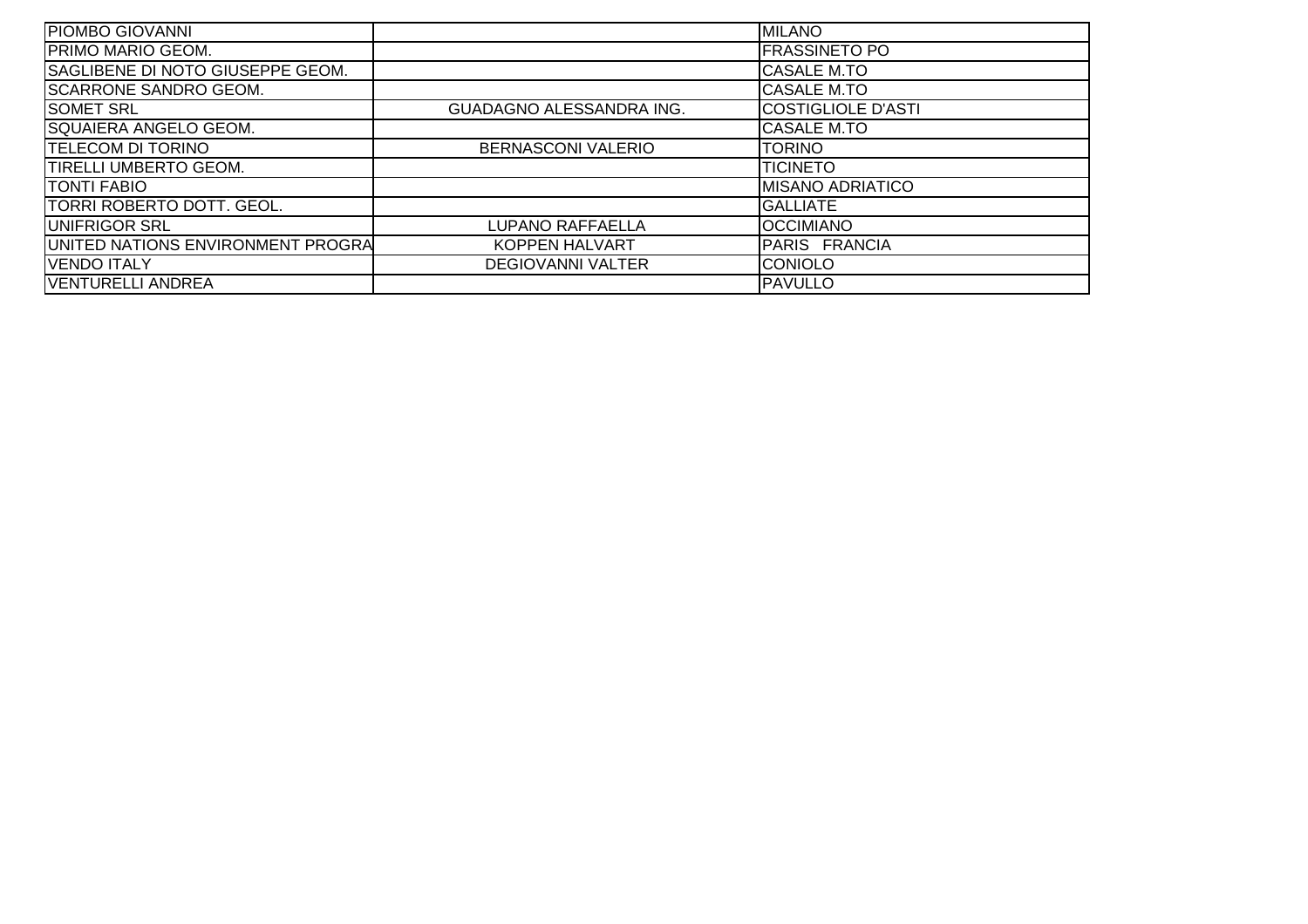| | | |
|---|---|---|
| PIOMBO GIOVANNI | | MILANO |
| PRIMO MARIO GEOM. | | FRASSINETO PO |
| SAGLIBENE DI NOTO GIUSEPPE GEOM. | | CASALE M.TO |
| SCARRONE SANDRO GEOM. | | CASALE M.TO |
| SOMET SRL | GUADAGNO ALESSANDRA ING. | COSTIGLIOLE D'ASTI |
| SQUAIERA ANGELO GEOM. | | CASALE M.TO |
| TELECOM DI TORINO | BERNASCONI VALERIO | TORINO |
| TIRELLI UMBERTO GEOM. | | TICINETO |
| TONTI FABIO | | MISANO ADRIATICO |
| TORRI ROBERTO DOTT. GEOL. | | GALLIATE |
| UNIFRIGOR SRL | LUPANO RAFFAELLA | OCCIMIANO |
| UNITED NATIONS ENVIRONMENT PROGRA | KOPPEN HALVART | PARIS FRANCIA |
| VENDO ITALY | DEGIOVANNI VALTER | CONIOLO |
| VENTURELLI ANDREA | | PAVULLO |